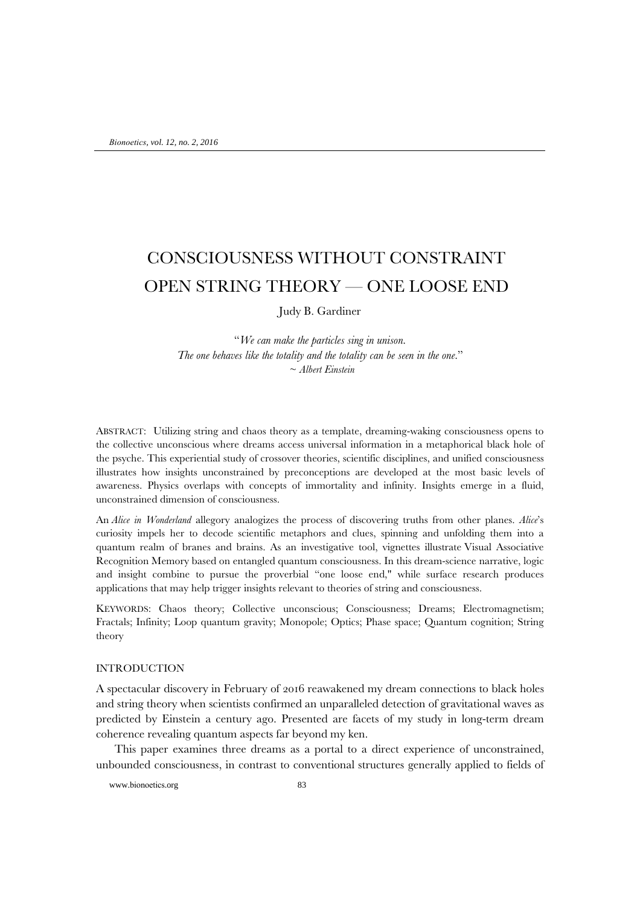# CONSCIOUSNESS WITHOUT CONSTRAINT OPEN STRING THEORY — ONE LOOSE END

Judy B. Gardiner

"*We can make the particles sing in unison.*
*The one behaves like the totality and the totality can be seen in the one.*"
*~ Albert Einstein*

ABSTRACT: Utilizing string and chaos theory as a template, dreaming-waking consciousness opens to the collective unconscious where dreams access universal information in a metaphorical black hole of the psyche. This experiential study of crossover theories, scientific disciplines, and unified consciousness illustrates how insights unconstrained by preconceptions are developed at the most basic levels of awareness. Physics overlaps with concepts of immortality and infinity. Insights emerge in a fluid, unconstrained dimension of consciousness.

An *Alice in Wonderland* allegory analogizes the process of discovering truths from other planes. *Alice*'s curiosity impels her to decode scientific metaphors and clues, spinning and unfolding them into a quantum realm of branes and brains. As an investigative tool, vignettes illustrate Visual Associative Recognition Memory based on entangled quantum consciousness. In this dream-science narrative, logic and insight combine to pursue the proverbial "one loose end," while surface research produces applications that may help trigger insights relevant to theories of string and consciousness.

KEYWORDS: Chaos theory; Collective unconscious; Consciousness; Dreams; Electromagnetism; Fractals; Infinity; Loop quantum gravity; Monopole; Optics; Phase space; Quantum cognition; String theory

## INTRODUCTION

A spectacular discovery in February of 2016 reawakened my dream connections to black holes and string theory when scientists confirmed an unparalleled detection of gravitational waves as predicted by Einstein a century ago. Presented are facets of my study in long-term dream coherence revealing quantum aspects far beyond my ken.

This paper examines three dreams as a portal to a direct experience of unconstrained, unbounded consciousness, in contrast to conventional structures generally applied to fields of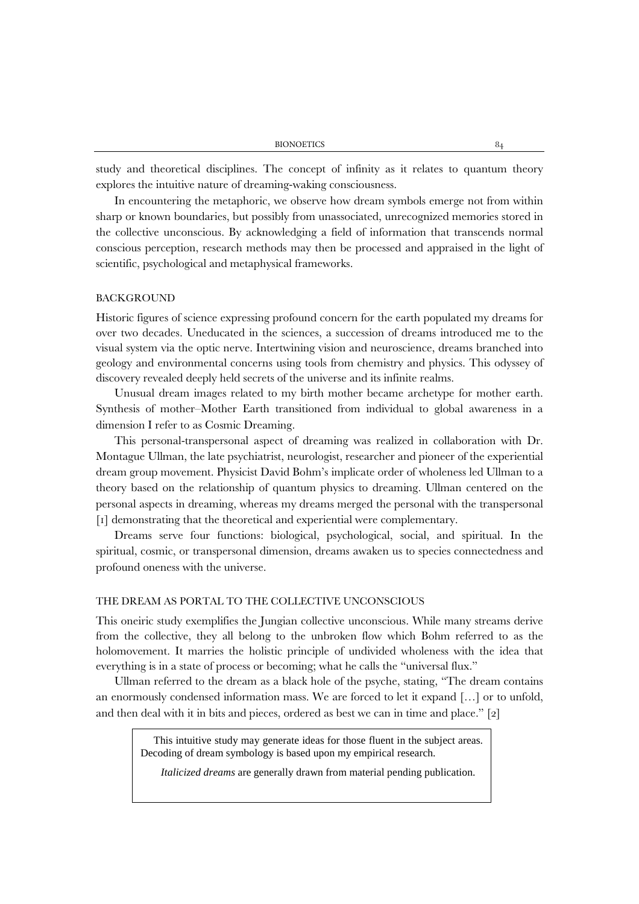study and theoretical disciplines. The concept of infinity as it relates to quantum theory explores the intuitive nature of dreaming-waking consciousness.

In encountering the metaphoric, we observe how dream symbols emerge not from within sharp or known boundaries, but possibly from unassociated, unrecognized memories stored in the collective unconscious. By acknowledging a field of information that transcends normal conscious perception, research methods may then be processed and appraised in the light of scientific, psychological and metaphysical frameworks.

## BACKGROUND

Historic figures of science expressing profound concern for the earth populated my dreams for over two decades. Uneducated in the sciences, a succession of dreams introduced me to the visual system via the optic nerve. Intertwining vision and neuroscience, dreams branched into geology and environmental concerns using tools from chemistry and physics. This odyssey of discovery revealed deeply held secrets of the universe and its infinite realms.

Unusual dream images related to my birth mother became archetype for mother earth. Synthesis of mother–Mother Earth transitioned from individual to global awareness in a dimension I refer to as Cosmic Dreaming.

This personal-transpersonal aspect of dreaming was realized in collaboration with Dr. Montague Ullman, the late psychiatrist, neurologist, researcher and pioneer of the experiential dream group movement. Physicist David Bohm's implicate order of wholeness led Ullman to a theory based on the relationship of quantum physics to dreaming. Ullman centered on the personal aspects in dreaming, whereas my dreams merged the personal with the transpersonal [1] demonstrating that the theoretical and experiential were complementary.

Dreams serve four functions: biological, psychological, social, and spiritual. In the spiritual, cosmic, or transpersonal dimension, dreams awaken us to species connectedness and profound oneness with the universe.

## THE DREAM AS PORTAL TO THE COLLECTIVE UNCONSCIOUS

This oneiric study exemplifies the Jungian collective unconscious. While many streams derive from the collective, they all belong to the unbroken flow which Bohm referred to as the holomovement. It marries the holistic principle of undivided wholeness with the idea that everything is in a state of process or becoming; what he calls the "universal flux."

Ullman referred to the dream as a black hole of the psyche, stating, "The dream contains an enormously condensed information mass. We are forced to let it expand […] or to unfold, and then deal with it in bits and pieces, ordered as best we can in time and place." [2]

> This intuitive study may generate ideas for those fluent in the subject areas. Decoding of dream symbology is based upon my empirical research.
>
> *Italicized dreams* are generally drawn from material pending publication.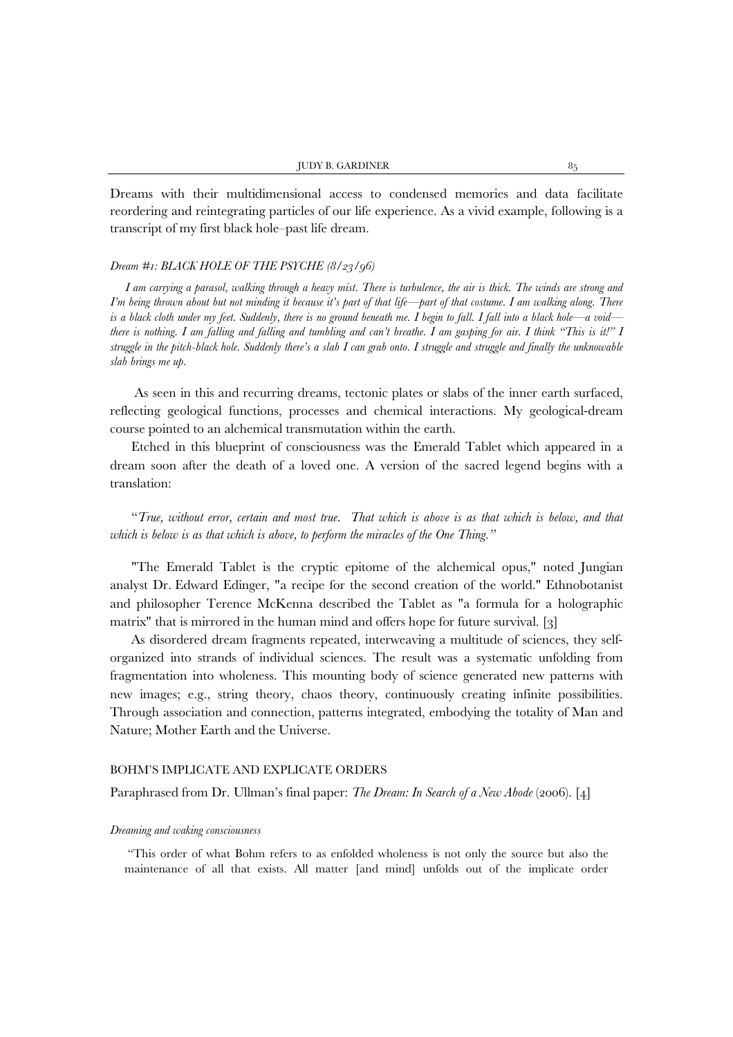Dreams with their multidimensional access to condensed memories and data facilitate reordering and reintegrating particles of our life experience. As a vivid example, following is a transcript of my first black hole–past life dream.

*Dream #1: BLACK HOLE OF THE PSYCHE (8/23/96)*

*I am carrying a parasol, walking through a heavy mist. There is turbulence, the air is thick. The winds are strong and I'm being thrown about but not minding it because it's part of that life—part of that costume. I am walking along. There is a black cloth under my feet. Suddenly, there is no ground beneath me. I begin to fall. I fall into a black hole—a void—there is nothing. I am falling and falling and tumbling and can't breathe. I am gasping for air. I think "This is it!" I struggle in the pitch-black hole. Suddenly there's a slab I can grab onto. I struggle and struggle and finally the unknowable slab brings me up.*

As seen in this and recurring dreams, tectonic plates or slabs of the inner earth surfaced, reflecting geological functions, processes and chemical interactions. My geological-dream course pointed to an alchemical transmutation within the earth.

Etched in this blueprint of consciousness was the Emerald Tablet which appeared in a dream soon after the death of a loved one. A version of the sacred legend begins with a translation:

"*True, without error, certain and most true. That which is above is as that which is below, and that which is below is as that which is above, to perform the miracles of the One Thing.*"

"The Emerald Tablet is the cryptic epitome of the alchemical opus," noted Jungian analyst Dr. Edward Edinger, "a recipe for the second creation of the world." Ethnobotanist and philosopher Terence McKenna described the Tablet as "a formula for a holographic matrix" that is mirrored in the human mind and offers hope for future survival. [3]

As disordered dream fragments repeated, interweaving a multitude of sciences, they self-organized into strands of individual sciences. The result was a systematic unfolding from fragmentation into wholeness. This mounting body of science generated new patterns with new images; e.g., string theory, chaos theory, continuously creating infinite possibilities. Through association and connection, patterns integrated, embodying the totality of Man and Nature; Mother Earth and the Universe.

## BOHM'S IMPLICATE AND EXPLICATE ORDERS

Paraphrased from Dr. Ullman's final paper: *The Dream: In Search of a New Abode* (2006). [4]

### *Dreaming and waking consciousness*

"This order of what Bohm refers to as enfolded wholeness is not only the source but also the maintenance of all that exists. All matter [and mind] unfolds out of the implicate order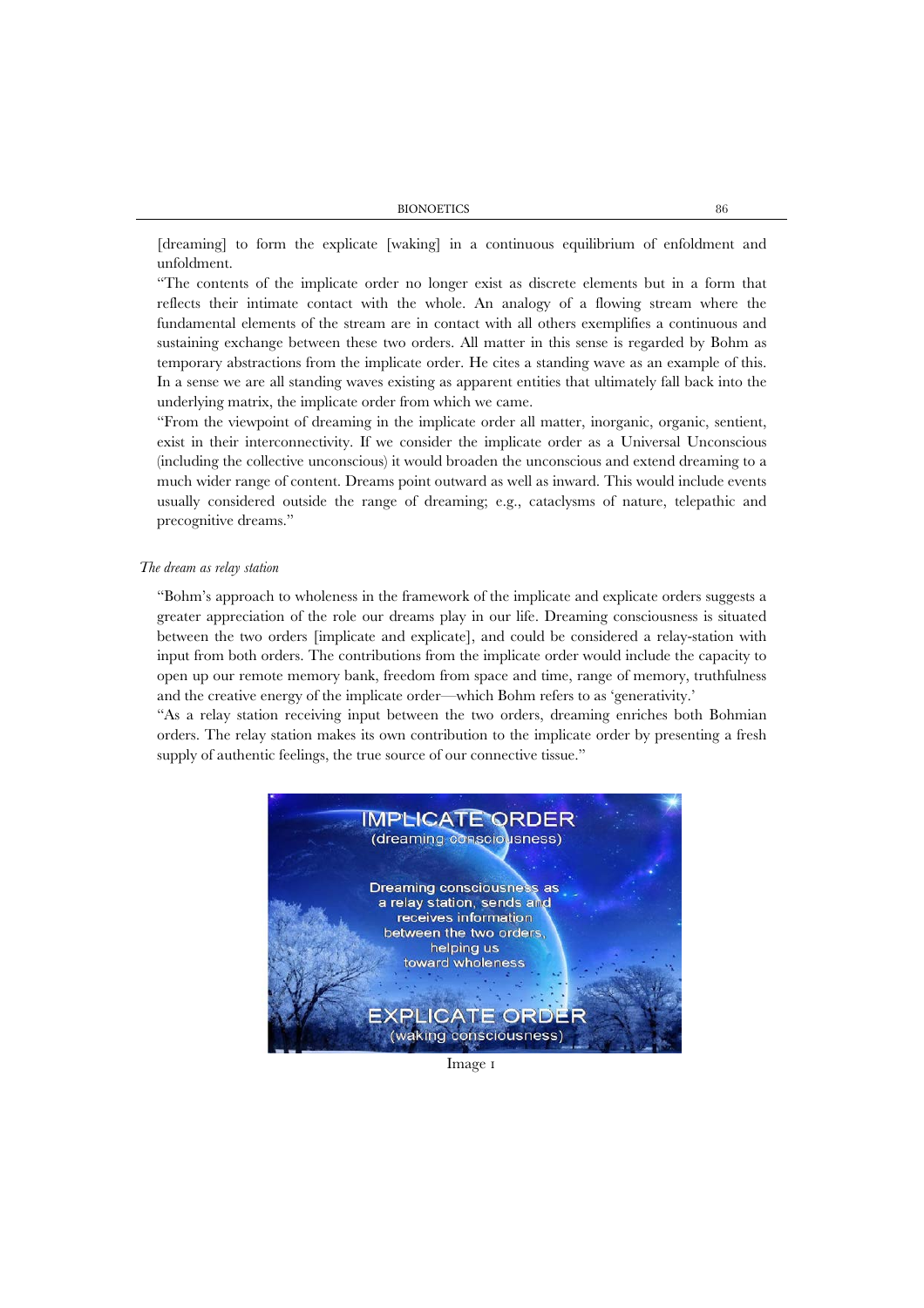[dreaming] to form the explicate [waking] in a continuous equilibrium of enfoldment and unfoldment.

"The contents of the implicate order no longer exist as discrete elements but in a form that reflects their intimate contact with the whole. An analogy of a flowing stream where the fundamental elements of the stream are in contact with all others exemplifies a continuous and sustaining exchange between these two orders. All matter in this sense is regarded by Bohm as temporary abstractions from the implicate order. He cites a standing wave as an example of this. In a sense we are all standing waves existing as apparent entities that ultimately fall back into the underlying matrix, the implicate order from which we came.

"From the viewpoint of dreaming in the implicate order all matter, inorganic, organic, sentient, exist in their interconnectivity. If we consider the implicate order as a Universal Unconscious (including the collective unconscious) it would broaden the unconscious and extend dreaming to a much wider range of content. Dreams point outward as well as inward. This would include events usually considered outside the range of dreaming; e.g., cataclysms of nature, telepathic and precognitive dreams."

*The dream as relay station*

"Bohm's approach to wholeness in the framework of the implicate and explicate orders suggests a greater appreciation of the role our dreams play in our life. Dreaming consciousness is situated between the two orders [implicate and explicate], and could be considered a relay-station with input from both orders. The contributions from the implicate order would include the capacity to open up our remote memory bank, freedom from space and time, range of memory, truthfulness and the creative energy of the implicate order—which Bohm refers to as 'generativity.'

"As a relay station receiving input between the two orders, dreaming enriches both Bohmian orders. The relay station makes its own contribution to the implicate order by presenting a fresh supply of authentic feelings, the true source of our connective tissue."

Image 1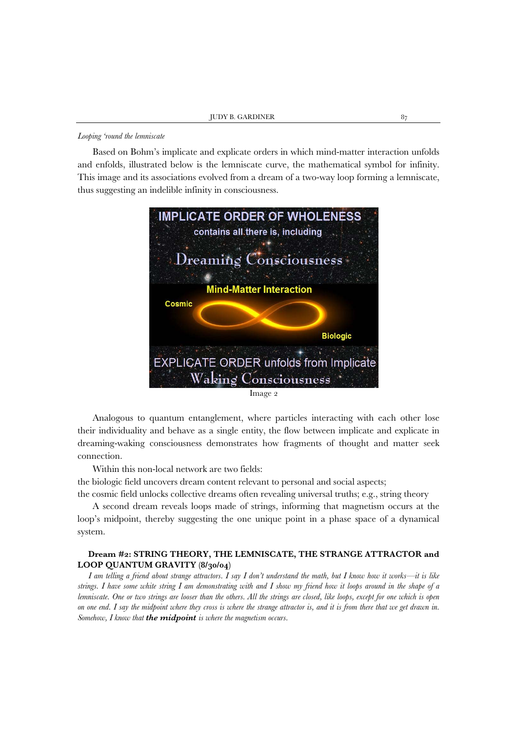*Looping 'round the lemniscate*

Based on Bohm's implicate and explicate orders in which mind-matter interaction unfolds and enfolds, illustrated below is the lemniscate curve, the mathematical symbol for infinity. This image and its associations evolved from a dream of a two-way loop forming a lemniscate, thus suggesting an indelible infinity in consciousness.

IMPLICATE ORDER OF WHOLENESS contains all there is, including Dreaming Consciousness

Mind-Matter Interaction

Cosmic

Biologic

EXPLICATE ORDER unfolds from Implicate Waking Consciousness

Image 2

Analogous to quantum entanglement, where particles interacting with each other lose their individuality and behave as a single entity, the flow between implicate and explicate in dreaming-waking consciousness demonstrates how fragments of thought and matter seek connection.

Within this non-local network are two fields:

the biologic field uncovers dream content relevant to personal and social aspects;

the cosmic field unlocks collective dreams often revealing universal truths; e.g., string theory

A second dream reveals loops made of strings, informing that magnetism occurs at the loop's midpoint, thereby suggesting the one unique point in a phase space of a dynamical system.

**Dream #2: STRING THEORY, THE LEMNISCATE, THE STRANGE ATTRACTOR and LOOP QUANTUM GRAVITY (8/30/04)**

*I am telling a friend about strange attractors. I say I don't understand the math, but I know how it works—it is like strings. I have some white string I am demonstrating with and I show my friend how it loops around in the shape of a lemniscate. One or two strings are looser than the others. All the strings are closed, like loops, except for one which is open on one end. I say the midpoint where they cross is where the strange attractor is, and it is from there that we get drawn in. Somehow, I know that **the midpoint** is where the magnetism occurs.*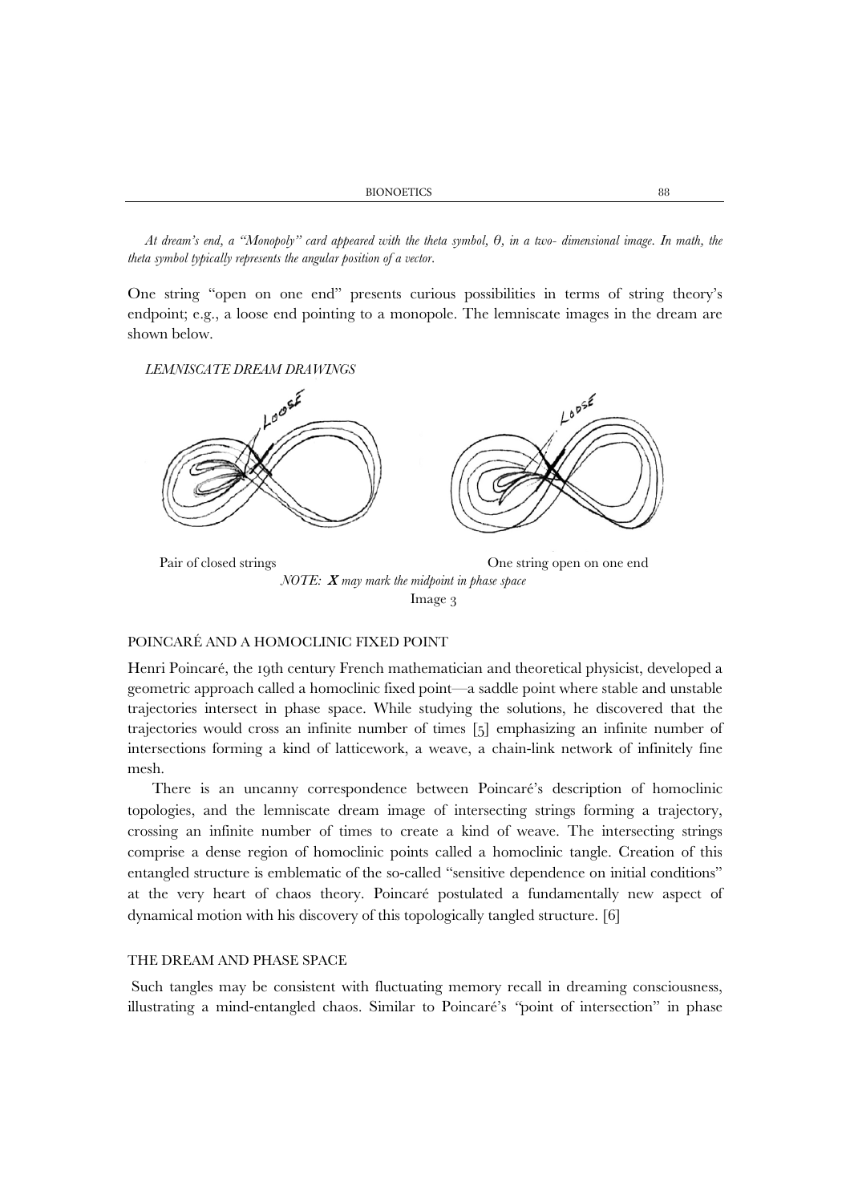*At dream's end, a "Monopoly" card appeared with the theta symbol, θ, in a two- dimensional image. In math, the theta symbol typically represents the angular position of a vector.*

One string "open on one end" presents curious possibilities in terms of string theory's endpoint; e.g., a loose end pointing to a monopole. The lemniscate images in the dream are shown below.

*LEMNISCATE DREAM DRAWINGS*

Pair of closed strings

One string open on one end

*NOTE: **X** may mark the midpoint in phase space*

Image 3

## POINCARÉ AND A HOMOCLINIC FIXED POINT

Henri Poincaré, the 19th century French mathematician and theoretical physicist, developed a geometric approach called a homoclinic fixed point—a saddle point where stable and unstable trajectories intersect in phase space. While studying the solutions, he discovered that the trajectories would cross an infinite number of times [5] emphasizing an infinite number of intersections forming a kind of latticework, a weave, a chain-link network of infinitely fine mesh.

There is an uncanny correspondence between Poincaré's description of homoclinic topologies, and the lemniscate dream image of intersecting strings forming a trajectory, crossing an infinite number of times to create a kind of weave. The intersecting strings comprise a dense region of homoclinic points called a homoclinic tangle. Creation of this entangled structure is emblematic of the so-called "sensitive dependence on initial conditions" at the very heart of chaos theory. Poincaré postulated a fundamentally new aspect of dynamical motion with his discovery of this topologically tangled structure. [6]

## THE DREAM AND PHASE SPACE

Such tangles may be consistent with fluctuating memory recall in dreaming consciousness, illustrating a mind-entangled chaos. Similar to Poincaré's "point of intersection" in phase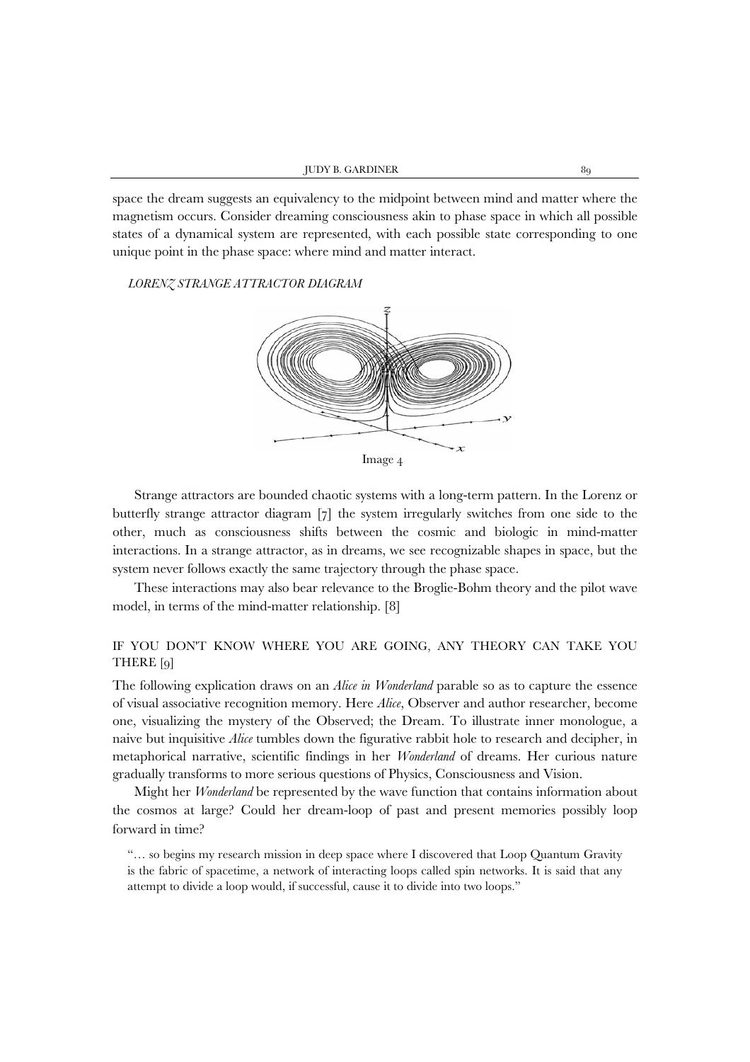space the dream suggests an equivalency to the midpoint between mind and matter where the magnetism occurs. Consider dreaming consciousness akin to phase space in which all possible states of a dynamical system are represented, with each possible state corresponding to one unique point in the phase space: where mind and matter interact.

*LORENZ STRANGE ATTRACTOR DIAGRAM*

Image 4

Strange attractors are bounded chaotic systems with a long-term pattern. In the Lorenz or butterfly strange attractor diagram [7] the system irregularly switches from one side to the other, much as consciousness shifts between the cosmic and biologic in mind-matter interactions. In a strange attractor, as in dreams, we see recognizable shapes in space, but the system never follows exactly the same trajectory through the phase space.

These interactions may also bear relevance to the Broglie-Bohm theory and the pilot wave model, in terms of the mind-matter relationship. [8]

## IF YOU DON'T KNOW WHERE YOU ARE GOING, ANY THEORY CAN TAKE YOU THERE [9]

The following explication draws on an *Alice in Wonderland* parable so as to capture the essence of visual associative recognition memory. Here *Alice*, Observer and author researcher, become one, visualizing the mystery of the Observed; the Dream. To illustrate inner monologue, a naive but inquisitive *Alice* tumbles down the figurative rabbit hole to research and decipher, in metaphorical narrative, scientific findings in her *Wonderland* of dreams. Her curious nature gradually transforms to more serious questions of Physics, Consciousness and Vision.

Might her *Wonderland* be represented by the wave function that contains information about the cosmos at large? Could her dream-loop of past and present memories possibly loop forward in time?

> "… so begins my research mission in deep space where I discovered that Loop Quantum Gravity is the fabric of spacetime, a network of interacting loops called spin networks. It is said that any attempt to divide a loop would, if successful, cause it to divide into two loops."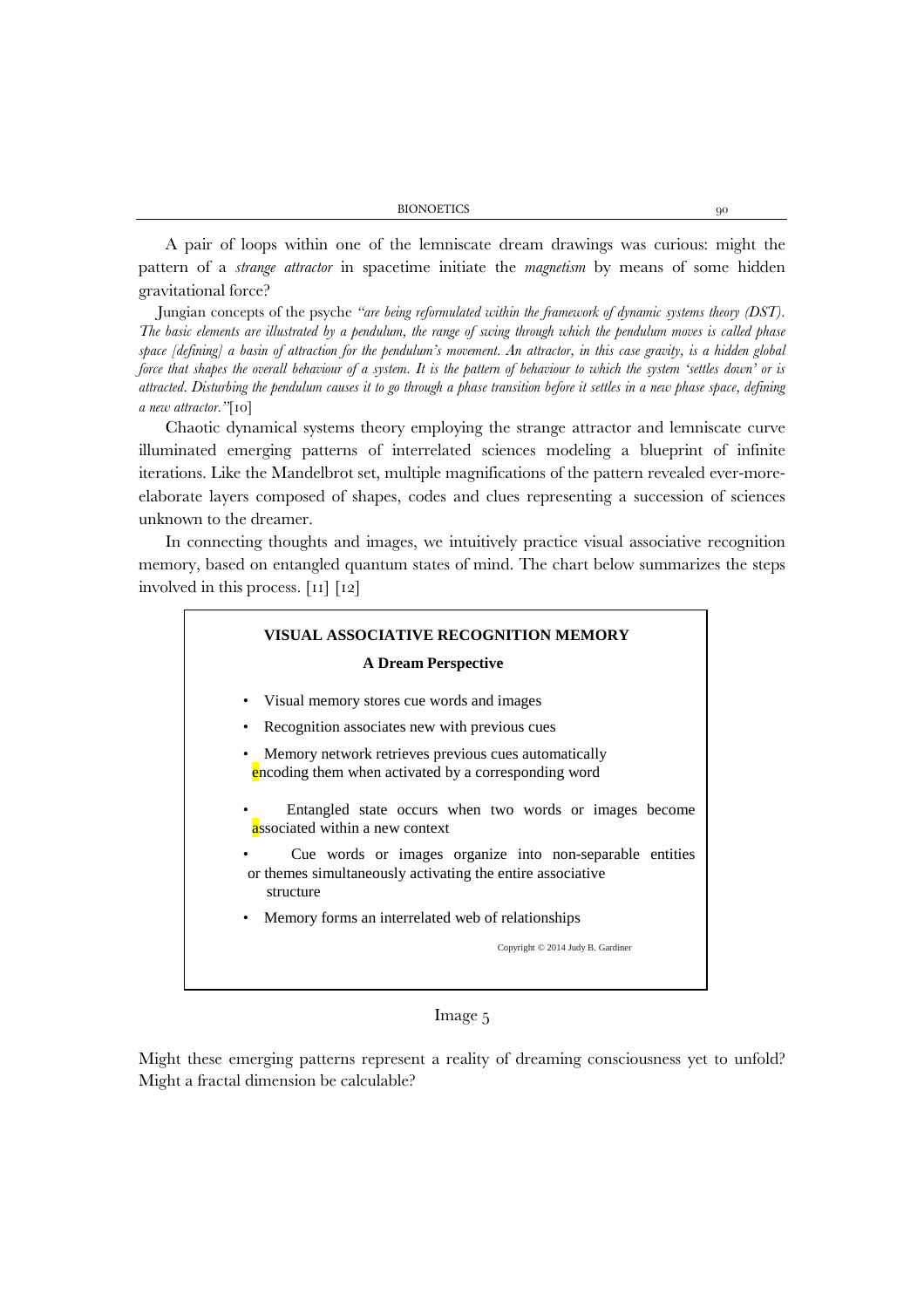A pair of loops within one of the lemniscate dream drawings was curious: might the pattern of a *strange attractor* in spacetime initiate the *magnetism* by means of some hidden gravitational force?

Jungian concepts of the psyche *"are being reformulated within the framework of dynamic systems theory (DST). The basic elements are illustrated by a pendulum, the range of swing through which the pendulum moves is called phase space [defining] a basin of attraction for the pendulum's movement. An attractor, in this case gravity, is a hidden global force that shapes the overall behaviour of a system. It is the pattern of behaviour to which the system 'settles down' or is attracted. Disturbing the pendulum causes it to go through a phase transition before it settles in a new phase space, defining a new attractor."*[10]

Chaotic dynamical systems theory employing the strange attractor and lemniscate curve illuminated emerging patterns of interrelated sciences modeling a blueprint of infinite iterations. Like the Mandelbrot set, multiple magnifications of the pattern revealed ever-more-elaborate layers composed of shapes, codes and clues representing a succession of sciences unknown to the dreamer.

In connecting thoughts and images, we intuitively practice visual associative recognition memory, based on entangled quantum states of mind. The chart below summarizes the steps involved in this process. [11] [12]

**VISUAL ASSOCIATIVE RECOGNITION MEMORY**

**A Dream Perspective**

- Visual memory stores cue words and images
- Recognition associates new with previous cues
- Memory network retrieves previous cues automatically encoding them when activated by a corresponding word
- Entangled state occurs when two words or images become associated within a new context
- Cue words or images organize into non-separable entities or themes simultaneously activating the entire associative structure
- Memory forms an interrelated web of relationships

Copyright © 2014 Judy B. Gardiner

Image 5

Might these emerging patterns represent a reality of dreaming consciousness yet to unfold? Might a fractal dimension be calculable?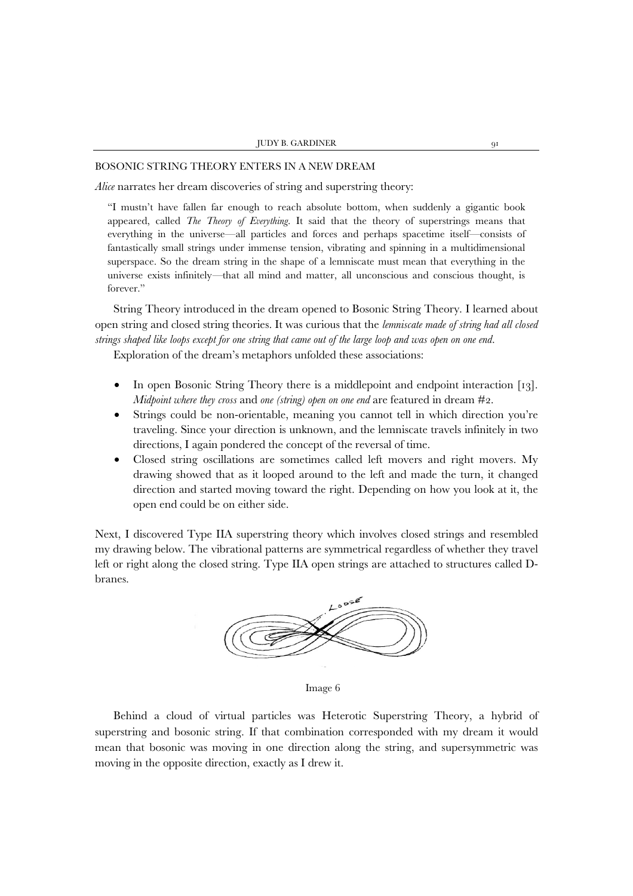## BOSONIC STRING THEORY ENTERS IN A NEW DREAM

*Alice* narrates her dream discoveries of string and superstring theory:

> "I mustn't have fallen far enough to reach absolute bottom, when suddenly a gigantic book appeared, called *The Theory of Everything*. It said that the theory of superstrings means that everything in the universe—all particles and forces and perhaps spacetime itself—consists of fantastically small strings under immense tension, vibrating and spinning in a multidimensional superspace. So the dream string in the shape of a lemniscate must mean that everything in the universe exists infinitely—that all mind and matter, all unconscious and conscious thought, is forever."

String Theory introduced in the dream opened to Bosonic String Theory. I learned about open string and closed string theories. It was curious that the *lemniscate made of string had all closed strings shaped like loops except for one string that came out of the large loop and was open on one end*.

Exploration of the dream's metaphors unfolded these associations:

- In open Bosonic String Theory there is a middlepoint and endpoint interaction [13]. *Midpoint where they cross* and *one (string) open on one end* are featured in dream #2.
- Strings could be non-orientable, meaning you cannot tell in which direction you're traveling. Since your direction is unknown, and the lemniscate travels infinitely in two directions, I again pondered the concept of the reversal of time.
- Closed string oscillations are sometimes called left movers and right movers. My drawing showed that as it looped around to the left and made the turn, it changed direction and started moving toward the right. Depending on how you look at it, the open end could be on either side.

Next, I discovered Type IIA superstring theory which involves closed strings and resembled my drawing below. The vibrational patterns are symmetrical regardless of whether they travel left or right along the closed string. Type IIA open strings are attached to structures called D-branes.

Image 6

Behind a cloud of virtual particles was Heterotic Superstring Theory, a hybrid of superstring and bosonic string. If that combination corresponded with my dream it would mean that bosonic was moving in one direction along the string, and supersymmetric was moving in the opposite direction, exactly as I drew it.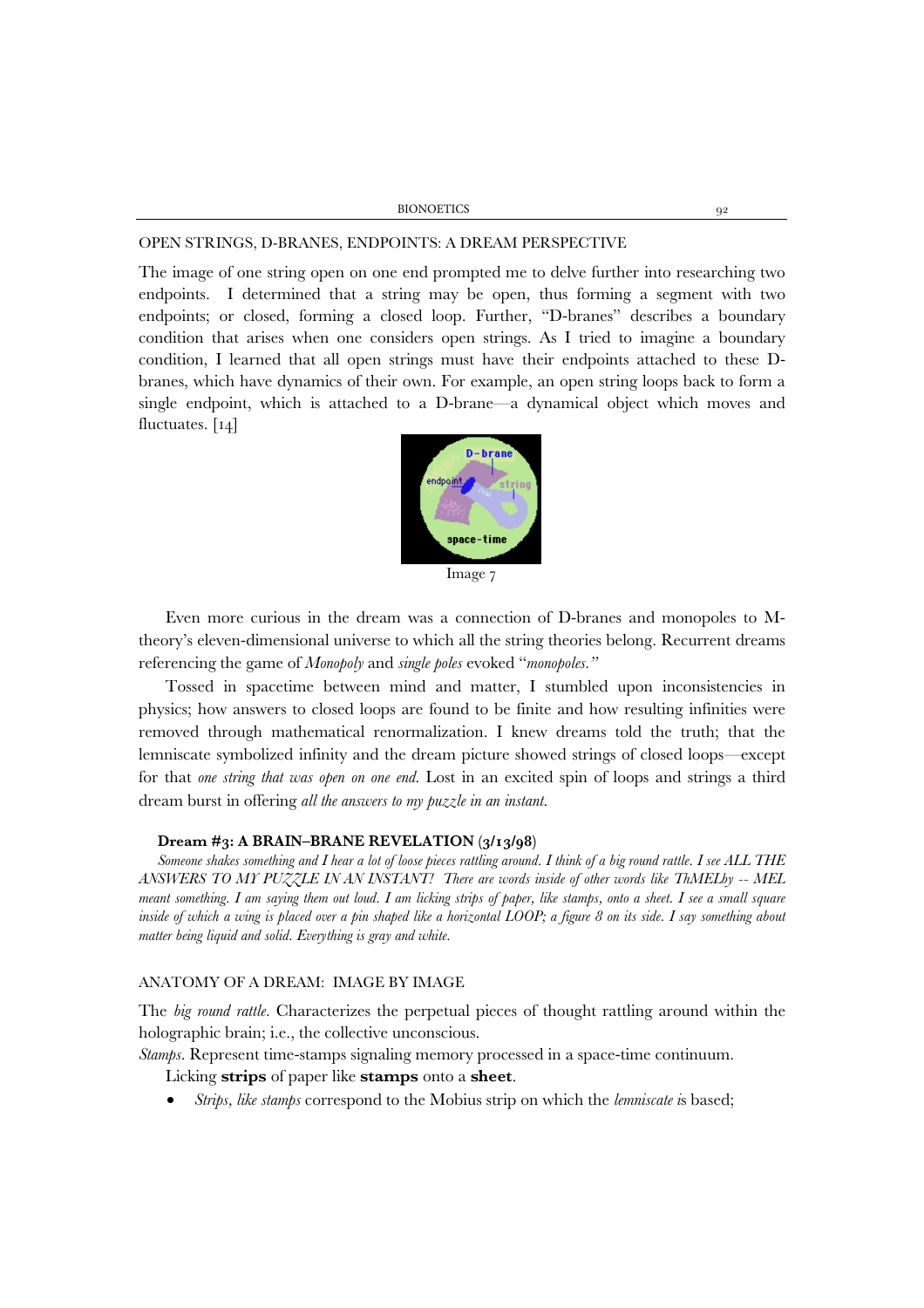## OPEN STRINGS, D-BRANES, ENDPOINTS: A DREAM PERSPECTIVE

The image of one string open on one end prompted me to delve further into researching two endpoints. I determined that a string may be open, thus forming a segment with two endpoints; or closed, forming a closed loop. Further, "D-branes" describes a boundary condition that arises when one considers open strings. As I tried to imagine a boundary condition, I learned that all open strings must have their endpoints attached to these D-branes, which have dynamics of their own. For example, an open string loops back to form a single endpoint, which is attached to a D-brane—a dynamical object which moves and fluctuates. [14]

Image 7

Even more curious in the dream was a connection of D-branes and monopoles to M-theory's eleven-dimensional universe to which all the string theories belong. Recurrent dreams referencing the game of *Monopoly* and *single poles* evoked "*monopoles.*"

Tossed in spacetime between mind and matter, I stumbled upon inconsistencies in physics; how answers to closed loops are found to be finite and how resulting infinities were removed through mathematical renormalization. I knew dreams told the truth; that the lemniscate symbolized infinity and the dream picture showed strings of closed loops—except for that *one string that was open on one end.* Lost in an excited spin of loops and strings a third dream burst in offering *all the answers to my puzzle in an instant.*

### Dream #3: A BRAIN–BRANE REVELATION (3/13/98)

*Someone shakes something and I hear a lot of loose pieces rattling around. I think of a big round rattle. I see ALL THE ANSWERS TO MY PUZZLE IN AN INSTANT! There are words inside of other words like ThMELby -- MEL meant something. I am saying them out loud. I am licking strips of paper, like stamps, onto a sheet. I see a small square inside of which a wing is placed over a pin shaped like a horizontal LOOP; a figure 8 on its side. I say something about matter being liquid and solid. Everything is gray and white.*

## ANATOMY OF A DREAM: IMAGE BY IMAGE

The *big round rattle.* Characterizes the perpetual pieces of thought rattling around within the holographic brain; i.e., the collective unconscious.

*Stamps.* Represent time-stamps signaling memory processed in a space-time continuum.

Licking **strips** of paper like **stamps** onto a **sheet**.

- *Strips, like stamps* correspond to the Mobius strip on which the *lemniscate* is based;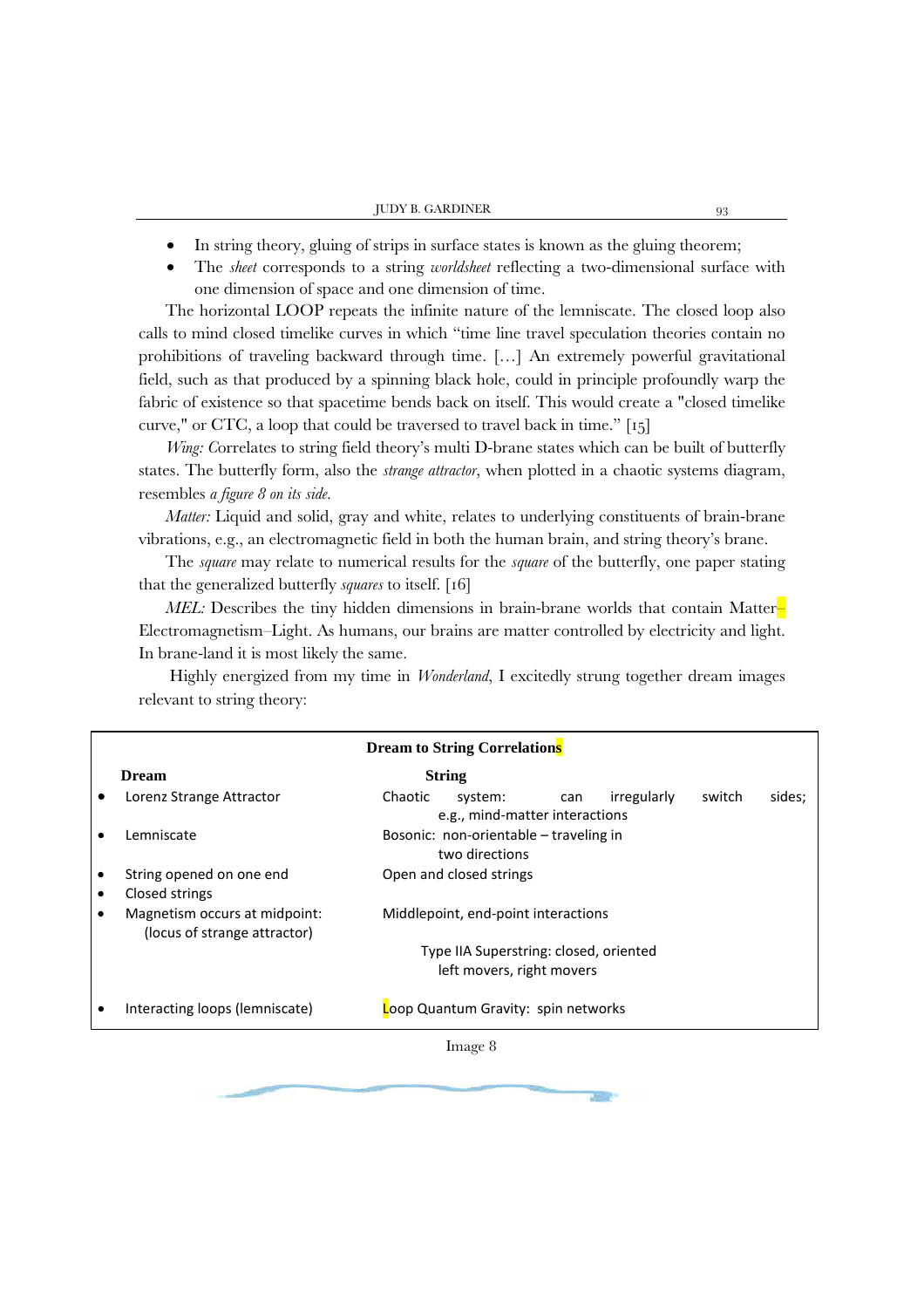- In string theory, gluing of strips in surface states is known as the gluing theorem;
- The *sheet* corresponds to a string *worldsheet* reflecting a two-dimensional surface with one dimension of space and one dimension of time.

The horizontal LOOP repeats the infinite nature of the lemniscate. The closed loop also calls to mind closed timelike curves in which "time line travel speculation theories contain no prohibitions of traveling backward through time. […] An extremely powerful gravitational field, such as that produced by a spinning black hole, could in principle profoundly warp the fabric of existence so that spacetime bends back on itself. This would create a "closed timelike curve," or CTC, a loop that could be traversed to travel back in time." [15]

*Wing:* Correlates to string field theory's multi D-brane states which can be built of butterfly states. The butterfly form, also the *strange attractor*, when plotted in a chaotic systems diagram, resembles *a figure 8 on its side*.

*Matter:* Liquid and solid, gray and white, relates to underlying constituents of brain-brane vibrations, e.g., an electromagnetic field in both the human brain, and string theory's brane.

The *square* may relate to numerical results for the *square* of the butterfly, one paper stating that the generalized butterfly *squares* to itself. [16]

*MEL:* Describes the tiny hidden dimensions in brain-brane worlds that contain Matter–Electromagnetism–Light. As humans, our brains are matter controlled by electricity and light. In brane-land it is most likely the same.

Highly energized from my time in *Wonderland*, I excitedly strung together dream images relevant to string theory:

**Dream to String Correlations**

| **Dream** | **String** |
|---|---|
| • Lorenz Strange Attractor | Chaotic system: can irregularly switch sides; e.g., mind-matter interactions |
| • Lemniscate | Bosonic: non-orientable – traveling in two directions |
| • String opened on one end<br>• Closed strings | Open and closed strings |
| • Magnetism occurs at midpoint: (locus of strange attractor) | Middlepoint, end-point interactions |
| | Type IIA Superstring: closed, oriented left movers, right movers |
| • Interacting loops (lemniscate) | Loop Quantum Gravity: spin networks |

Image 8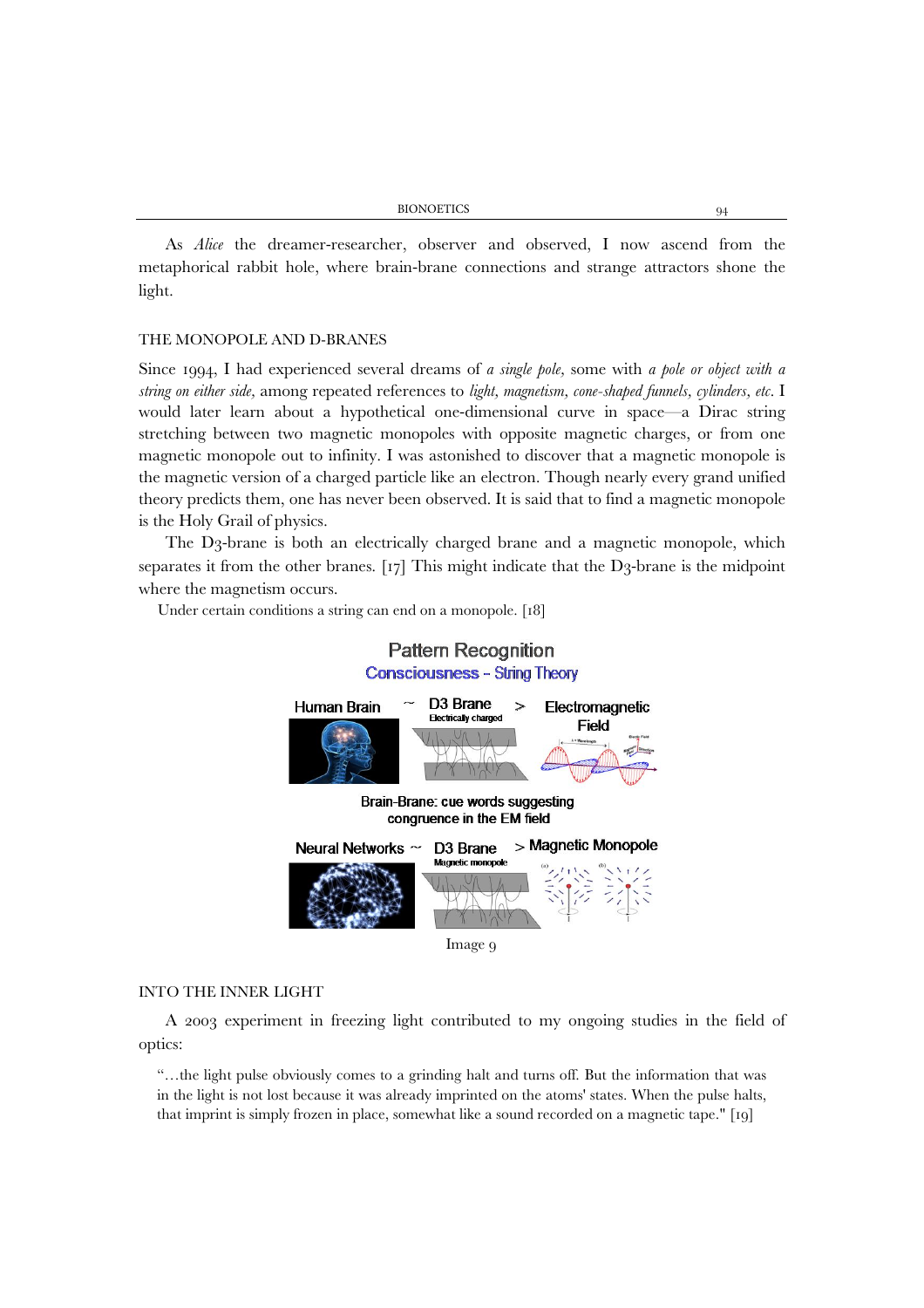As *Alice* the dreamer-researcher, observer and observed, I now ascend from the metaphorical rabbit hole, where brain-brane connections and strange attractors shone the light.

## THE MONOPOLE AND D-BRANES

Since 1994, I had experienced several dreams of *a single pole*, some with *a pole or object with a string on either side*, among repeated references to *light*, *magnetism*, *cone-shaped funnels*, *cylinders*, *etc*. I would later learn about a hypothetical one-dimensional curve in space—a Dirac string stretching between two magnetic monopoles with opposite magnetic charges, or from one magnetic monopole out to infinity. I was astonished to discover that a magnetic monopole is the magnetic version of a charged particle like an electron. Though nearly every grand unified theory predicts them, one has never been observed. It is said that to find a magnetic monopole is the Holy Grail of physics.

The D3-brane is both an electrically charged brane and a magnetic monopole, which separates it from the other branes. [17] This might indicate that the D3-brane is the midpoint where the magnetism occurs.

Under certain conditions a string can end on a monopole. [18]

Image 9

## INTO THE INNER LIGHT

A 2003 experiment in freezing light contributed to my ongoing studies in the field of optics:

> "…the light pulse obviously comes to a grinding halt and turns off. But the information that was in the light is not lost because it was already imprinted on the atoms' states. When the pulse halts, that imprint is simply frozen in place, somewhat like a sound recorded on a magnetic tape." [19]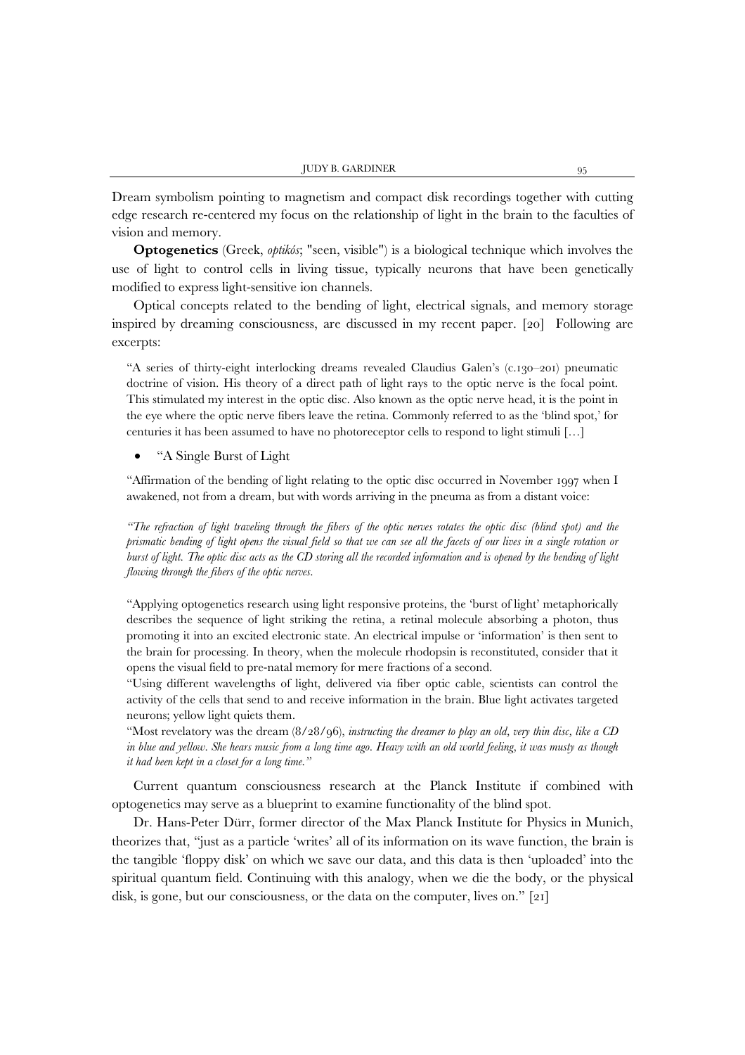Dream symbolism pointing to magnetism and compact disk recordings together with cutting edge research re-centered my focus on the relationship of light in the brain to the faculties of vision and memory.

**Optogenetics** (Greek, *optikós*; "seen, visible") is a biological technique which involves the use of light to control cells in living tissue, typically neurons that have been genetically modified to express light-sensitive ion channels.

Optical concepts related to the bending of light, electrical signals, and memory storage inspired by dreaming consciousness, are discussed in my recent paper. [20] Following are excerpts:

> "A series of thirty-eight interlocking dreams revealed Claudius Galen's (c.130–201) pneumatic doctrine of vision. His theory of a direct path of light rays to the optic nerve is the focal point. This stimulated my interest in the optic disc. Also known as the optic nerve head, it is the point in the eye where the optic nerve fibers leave the retina. Commonly referred to as the 'blind spot,' for centuries it has been assumed to have no photoreceptor cells to respond to light stimuli […]
>
> - "A Single Burst of Light
>
> "Affirmation of the bending of light relating to the optic disc occurred in November 1997 when I awakened, not from a dream, but with words arriving in the pneuma as from a distant voice:
>
> *"The refraction of light traveling through the fibers of the optic nerves rotates the optic disc (blind spot) and the prismatic bending of light opens the visual field so that we can see all the facets of our lives in a single rotation or burst of light. The optic disc acts as the CD storing all the recorded information and is opened by the bending of light flowing through the fibers of the optic nerves.*
>
> "Applying optogenetics research using light responsive proteins, the 'burst of light' metaphorically describes the sequence of light striking the retina, a retinal molecule absorbing a photon, thus promoting it into an excited electronic state. An electrical impulse or 'information' is then sent to the brain for processing. In theory, when the molecule rhodopsin is reconstituted, consider that it opens the visual field to pre-natal memory for mere fractions of a second.
>
> "Using different wavelengths of light, delivered via fiber optic cable, scientists can control the activity of the cells that send to and receive information in the brain. Blue light activates targeted neurons; yellow light quiets them.
>
> "Most revelatory was the dream (8/28/96), *instructing the dreamer to play an old, very thin disc, like a CD in blue and yellow. She hears music from a long time ago. Heavy with an old world feeling, it was musty as though it had been kept in a closet for a long time."*

Current quantum consciousness research at the Planck Institute if combined with optogenetics may serve as a blueprint to examine functionality of the blind spot.

Dr. Hans-Peter Dürr, former director of the Max Planck Institute for Physics in Munich, theorizes that, "just as a particle 'writes' all of its information on its wave function, the brain is the tangible 'floppy disk' on which we save our data, and this data is then 'uploaded' into the spiritual quantum field. Continuing with this analogy, when we die the body, or the physical disk, is gone, but our consciousness, or the data on the computer, lives on." [21]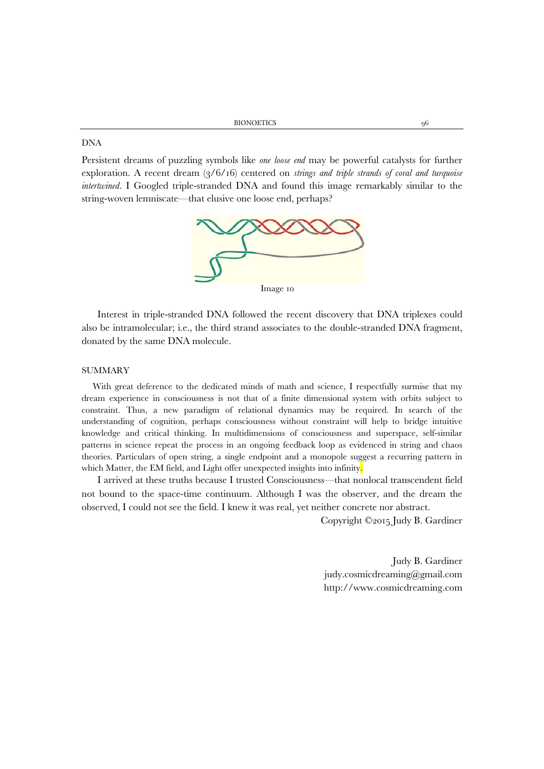## DNA

Persistent dreams of puzzling symbols like *one loose end* may be powerful catalysts for further exploration. A recent dream (3/6/16) centered on *strings and triple strands of coral and turquoise intertwined*. I Googled triple-stranded DNA and found this image remarkably similar to the string-woven lemniscate—that elusive one loose end, perhaps?

Image 10

Interest in triple-stranded DNA followed the recent discovery that DNA triplexes could also be intramolecular; i.e., the third strand associates to the double-stranded DNA fragment, donated by the same DNA molecule.

## SUMMARY

With great deference to the dedicated minds of math and science, I respectfully surmise that my dream experience in consciousness is not that of a finite dimensional system with orbits subject to constraint. Thus, a new paradigm of relational dynamics may be required. In search of the understanding of cognition, perhaps consciousness without constraint will help to bridge intuitive knowledge and critical thinking. In multidimensions of consciousness and superspace, self-similar patterns in science repeat the process in an ongoing feedback loop as evidenced in string and chaos theories. Particulars of open string, a single endpoint and a monopole suggest a recurring pattern in which Matter, the EM field, and Light offer unexpected insights into infinity.

I arrived at these truths because I trusted Consciousness—that nonlocal transcendent field not bound to the space-time continuum. Although I was the observer, and the dream the observed, I could not see the field. I knew it was real, yet neither concrete nor abstract.

Copyright ©2015 Judy B. Gardiner

Judy B. Gardiner
judy.cosmicdreaming@gmail.com
http://www.cosmicdreaming.com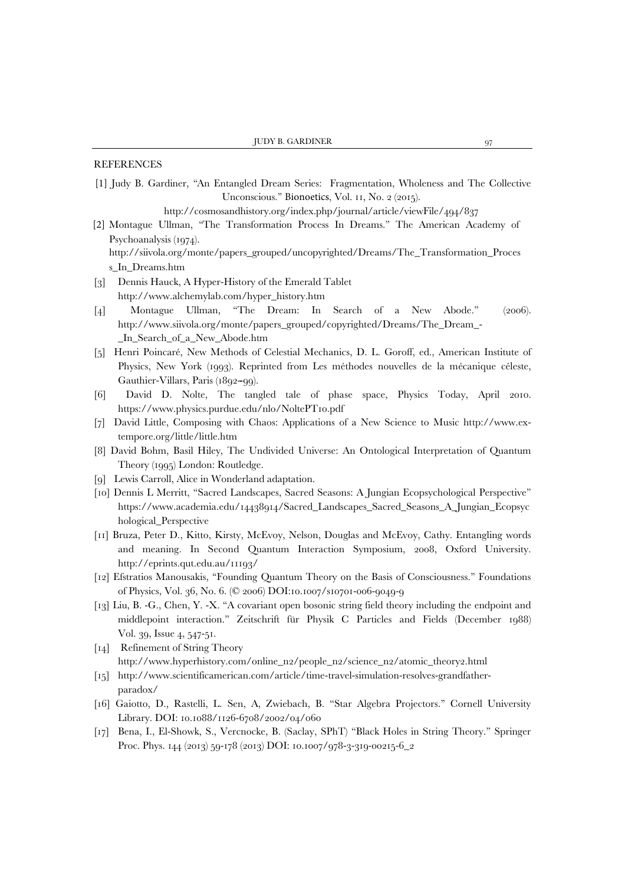## REFERENCES

[1] Judy B. Gardiner, "An Entangled Dream Series: Fragmentation, Wholeness and The Collective Unconscious." Bionoetics, Vol. 11, No. 2 (2015). http://cosmosandhistory.org/index.php/journal/article/viewFile/494/837

[2] Montague Ullman, "The Transformation Process In Dreams." The American Academy of Psychoanalysis (1974). http://siivola.org/monte/papers_grouped/uncopyrighted/Dreams/The_Transformation_Process_In_Dreams.htm

[3] Dennis Hauck, A Hyper-History of the Emerald Tablet http://www.alchemylab.com/hyper_history.htm

[4] Montague Ullman, "The Dream: In Search of a New Abode." (2006). http://www.siivola.org/monte/papers_grouped/copyrighted/Dreams/The_Dream_-_In_Search_of_a_New_Abode.htm

[5] Henri Poincaré, New Methods of Celestial Mechanics, D. L. Goroff, ed., American Institute of Physics, New York (1993). Reprinted from Les méthodes nouvelles de la mécanique céleste, Gauthier-Villars, Paris (1892–99).

[6] David D. Nolte, The tangled tale of phase space, Physics Today, April 2010. https://www.physics.purdue.edu/nlo/NoltePT10.pdf

[7] David Little, Composing with Chaos: Applications of a New Science to Music http://www.ex-tempore.org/little/little.htm

[8] David Bohm, Basil Hiley, The Undivided Universe: An Ontological Interpretation of Quantum Theory (1995) London: Routledge.

[9] Lewis Carroll, Alice in Wonderland adaptation.

[10] Dennis L Merritt, "Sacred Landscapes, Sacred Seasons: A Jungian Ecopsychological Perspective" https://www.academia.edu/14438914/Sacred_Landscapes_Sacred_Seasons_A_Jungian_Ecopsychological_Perspective

[11] Bruza, Peter D., Kitto, Kirsty, McEvoy, Nelson, Douglas and McEvoy, Cathy. Entangling words and meaning. In Second Quantum Interaction Symposium, 2008, Oxford University. http://eprints.qut.edu.au/11193/

[12] Efstratios Manousakis, "Founding Quantum Theory on the Basis of Consciousness." Foundations of Physics, Vol. 36, No. 6. (© 2006) DOI:10.1007/s10701-006-9049-9

[13] Liu, B. -G., Chen, Y. -X. "A covariant open bosonic string field theory including the endpoint and middlepoint interaction." Zeitschrift für Physik C Particles and Fields (December 1988) Vol. 39, Issue 4, 547-51.

[14] Refinement of String Theory http://www.hyperhistory.com/online_n2/people_n2/science_n2/atomic_theory2.html

[15] http://www.scientificamerican.com/article/time-travel-simulation-resolves-grandfather-paradox/

[16] Gaiotto, D., Rastelli, L. Sen, A, Zwiebach, B. "Star Algebra Projectors." Cornell University Library. DOI: 10.1088/1126-6708/2002/04/060

[17] Bena, I., El-Showk, S., Vercnocke, B. (Saclay, SPhT) "Black Holes in String Theory." Springer Proc. Phys. 144 (2013) 59-178 (2013) DOI: 10.1007/978-3-319-00215-6_2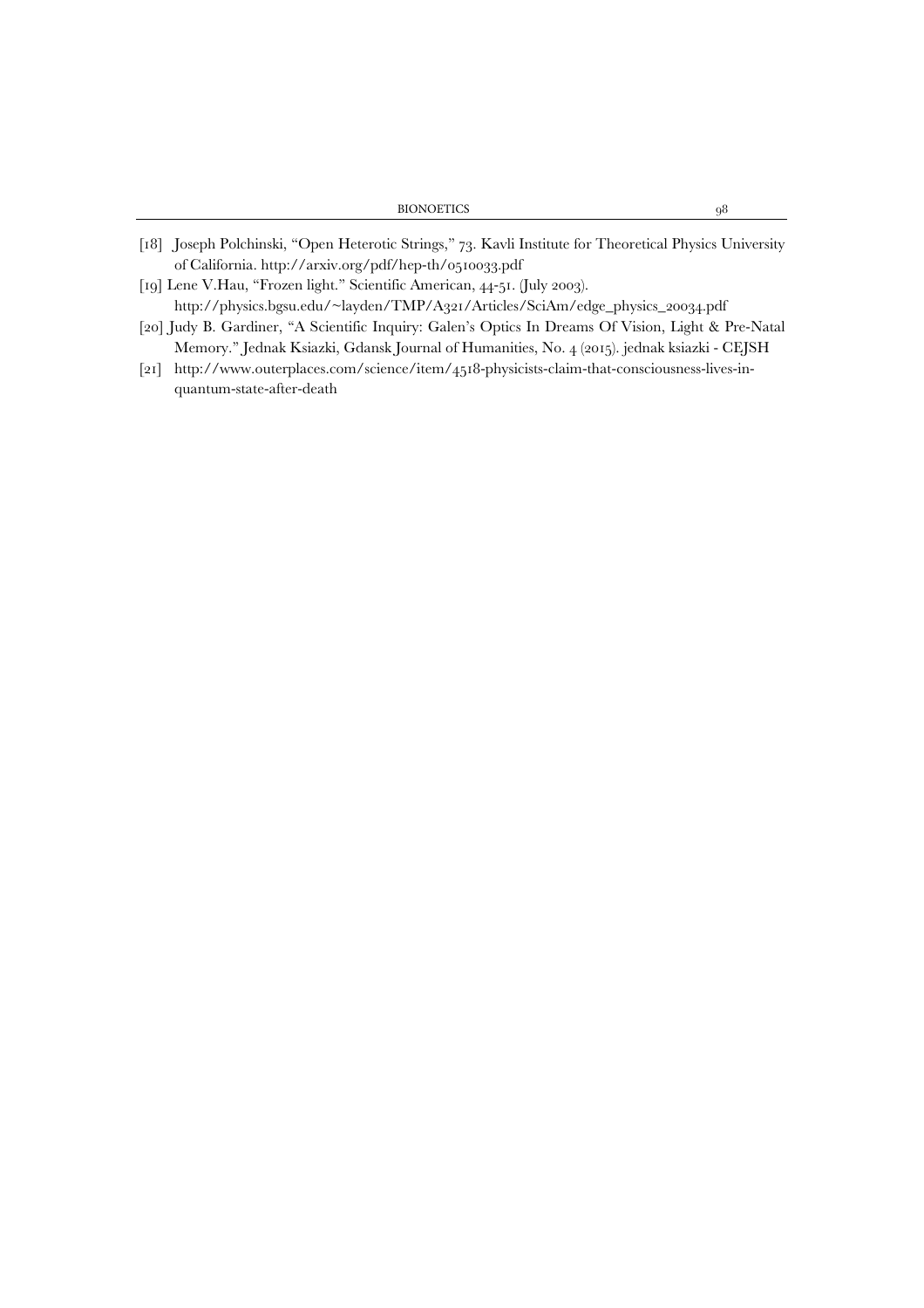[18] Joseph Polchinski, "Open Heterotic Strings," 73. Kavli Institute for Theoretical Physics University of California. http://arxiv.org/pdf/hep-th/0510033.pdf

[19] Lene V.Hau, "Frozen light." Scientific American, 44-51. (July 2003). http://physics.bgsu.edu/~layden/TMP/A321/Articles/SciAm/edge_physics_20034.pdf

[20] Judy B. Gardiner, "A Scientific Inquiry: Galen's Optics In Dreams Of Vision, Light & Pre-Natal Memory." Jednak Ksiazki, Gdansk Journal of Humanities, No. 4 (2015). jednak ksiazki - CEJSH

[21] http://www.outerplaces.com/science/item/4518-physicists-claim-that-consciousness-lives-in-quantum-state-after-death